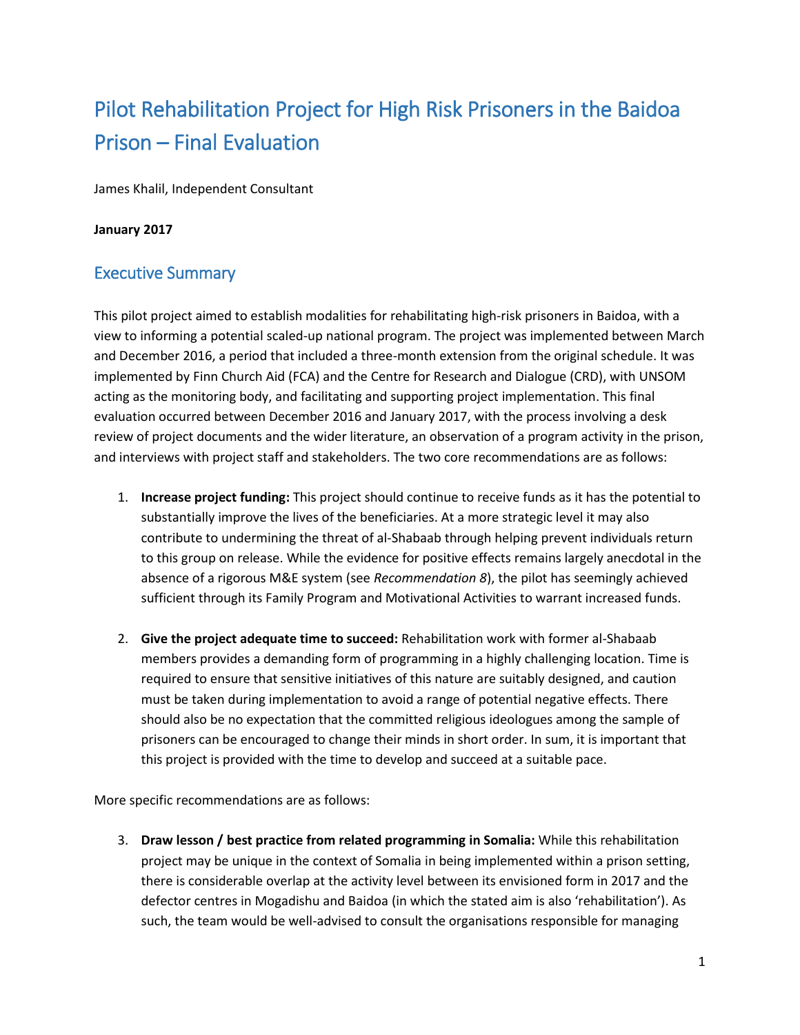# Pilot Rehabilitation Project for High Risk Prisoners in the Baidoa Prison – Final Evaluation

James Khalil, Independent Consultant

**January 2017**

## Executive Summary

This pilot project aimed to establish modalities for rehabilitating high-risk prisoners in Baidoa, with a view to informing a potential scaled-up national program. The project was implemented between March and December 2016, a period that included a three-month extension from the original schedule. It was implemented by Finn Church Aid (FCA) and the Centre for Research and Dialogue (CRD), with UNSOM acting as the monitoring body, and facilitating and supporting project implementation. This final evaluation occurred between December 2016 and January 2017, with the process involving a desk review of project documents and the wider literature, an observation of a program activity in the prison, and interviews with project staff and stakeholders. The two core recommendations are as follows:

1. **Increase project funding:** This project should continue to receive funds as it has the potential to substantially improve the lives of the beneficiaries. At a more strategic level it may also contribute to undermining the threat of al-Shabaab through helping prevent individuals return to this group on release. While the evidence for positive effects remains largely anecdotal in the absence of a rigorous M&E system (see *Recommendation 8*), the pilot has seemingly achieved sufficient through its Family Program and Motivational Activities to warrant increased funds.

2. **Give the project adequate time to succeed:** Rehabilitation work with former al-Shabaab members provides a demanding form of programming in a highly challenging location. Time is required to ensure that sensitive initiatives of this nature are suitably designed, and caution must be taken during implementation to avoid a range of potential negative effects. There should also be no expectation that the committed religious ideologues among the sample of prisoners can be encouraged to change their minds in short order. In sum, it is important that this project is provided with the time to develop and succeed at a suitable pace.

More specific recommendations are as follows:

3. **Draw lesson / best practice from related programming in Somalia:** While this rehabilitation project may be unique in the context of Somalia in being implemented within a prison setting, there is considerable overlap at the activity level between its envisioned form in 2017 and the defector centres in Mogadishu and Baidoa (in which the stated aim is also 'rehabilitation'). As such, the team would be well-advised to consult the organisations responsible for managing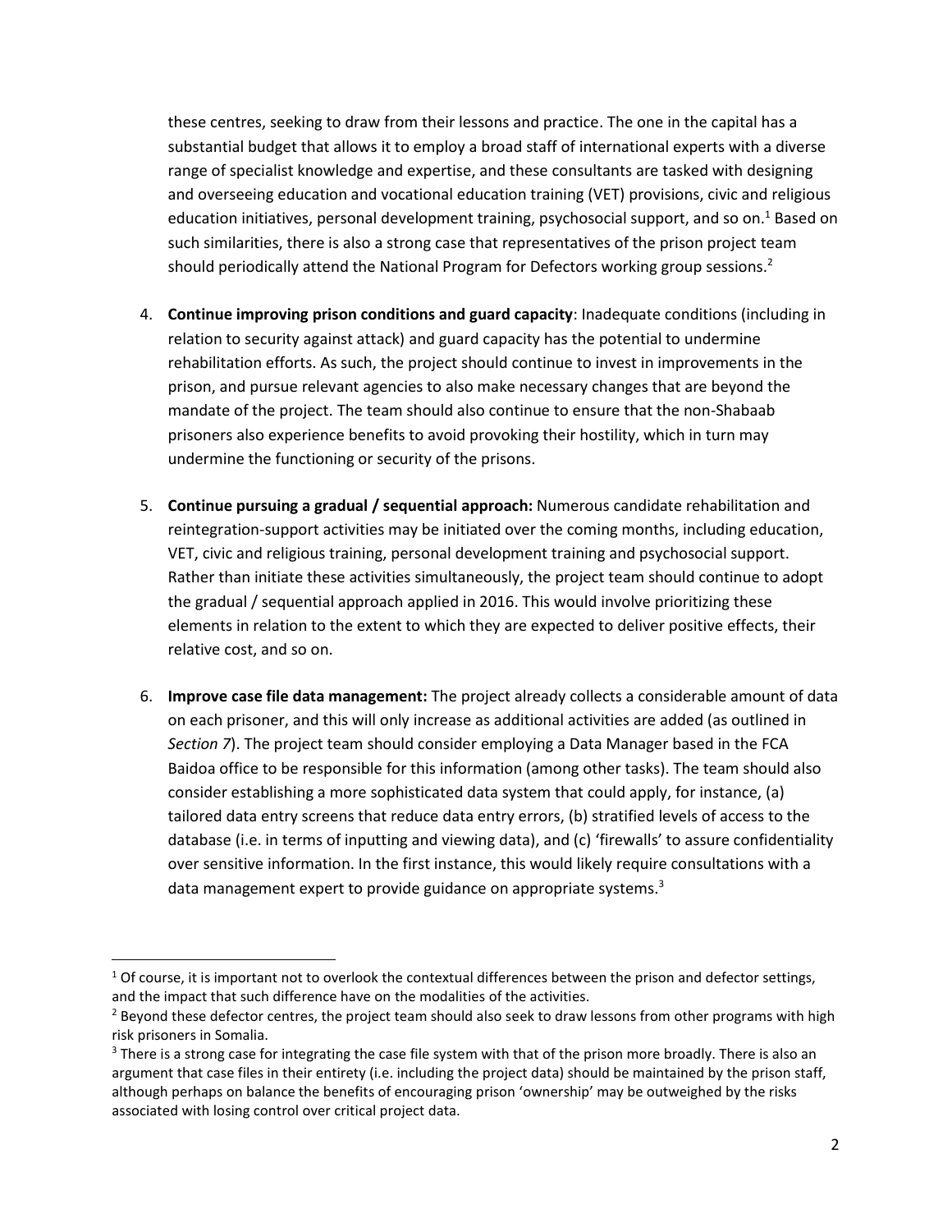these centres, seeking to draw from their lessons and practice. The one in the capital has a substantial budget that allows it to employ a broad staff of international experts with a diverse range of specialist knowledge and expertise, and these consultants are tasked with designing and overseeing education and vocational education training (VET) provisions, civic and religious education initiatives, personal development training, psychosocial support, and so on.[1] Based on such similarities, there is also a strong case that representatives of the prison project team should periodically attend the National Program for Defectors working group sessions.[2]

4. **Continue improving prison conditions and guard capacity**: Inadequate conditions (including in relation to security against attack) and guard capacity has the potential to undermine rehabilitation efforts. As such, the project should continue to invest in improvements in the prison, and pursue relevant agencies to also make necessary changes that are beyond the mandate of the project. The team should also continue to ensure that the non-Shabaab prisoners also experience benefits to avoid provoking their hostility, which in turn may undermine the functioning or security of the prisons.

5. **Continue pursuing a gradual / sequential approach:** Numerous candidate rehabilitation and reintegration-support activities may be initiated over the coming months, including education, VET, civic and religious training, personal development training and psychosocial support. Rather than initiate these activities simultaneously, the project team should continue to adopt the gradual / sequential approach applied in 2016. This would involve prioritizing these elements in relation to the extent to which they are expected to deliver positive effects, their relative cost, and so on.

6. **Improve case file data management:** The project already collects a considerable amount of data on each prisoner, and this will only increase as additional activities are added (as outlined in *Section 7*). The project team should consider employing a Data Manager based in the FCA Baidoa office to be responsible for this information (among other tasks). The team should also consider establishing a more sophisticated data system that could apply, for instance, (a) tailored data entry screens that reduce data entry errors, (b) stratified levels of access to the database (i.e. in terms of inputting and viewing data), and (c) 'firewalls' to assure confidentiality over sensitive information. In the first instance, this would likely require consultations with a data management expert to provide guidance on appropriate systems.[3]

---

[1] Of course, it is important not to overlook the contextual differences between the prison and defector settings, and the impact that such difference have on the modalities of the activities.

[2] Beyond these defector centres, the project team should also seek to draw lessons from other programs with high risk prisoners in Somalia.

[3] There is a strong case for integrating the case file system with that of the prison more broadly. There is also an argument that case files in their entirety (i.e. including the project data) should be maintained by the prison staff, although perhaps on balance the benefits of encouraging prison 'ownership' may be outweighed by the risks associated with losing control over critical project data.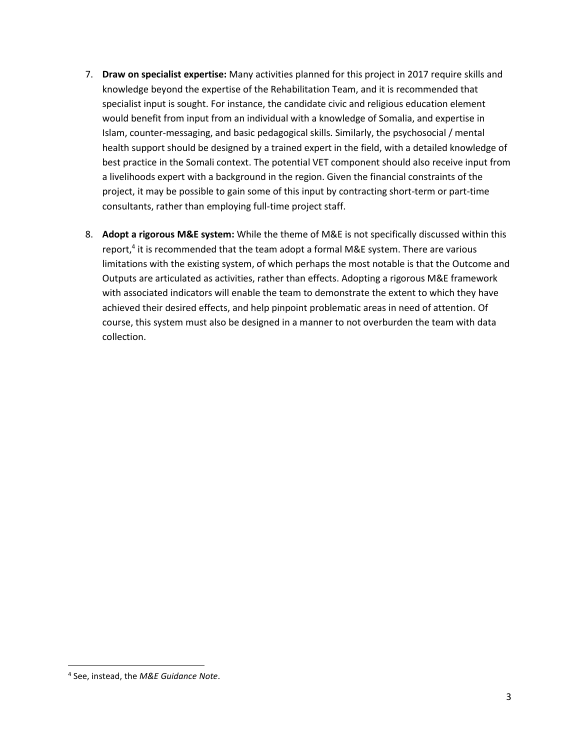7. **Draw on specialist expertise:** Many activities planned for this project in 2017 require skills and knowledge beyond the expertise of the Rehabilitation Team, and it is recommended that specialist input is sought. For instance, the candidate civic and religious education element would benefit from input from an individual with a knowledge of Somalia, and expertise in Islam, counter-messaging, and basic pedagogical skills. Similarly, the psychosocial / mental health support should be designed by a trained expert in the field, with a detailed knowledge of best practice in the Somali context. The potential VET component should also receive input from a livelihoods expert with a background in the region. Given the financial constraints of the project, it may be possible to gain some of this input by contracting short-term or part-time consultants, rather than employing full-time project staff.

8. **Adopt a rigorous M&E system:** While the theme of M&E is not specifically discussed within this report,[4] it is recommended that the team adopt a formal M&E system. There are various limitations with the existing system, of which perhaps the most notable is that the Outcome and Outputs are articulated as activities, rather than effects. Adopting a rigorous M&E framework with associated indicators will enable the team to demonstrate the extent to which they have achieved their desired effects, and help pinpoint problematic areas in need of attention. Of course, this system must also be designed in a manner to not overburden the team with data collection.

[4] See, instead, the *M&E Guidance Note*.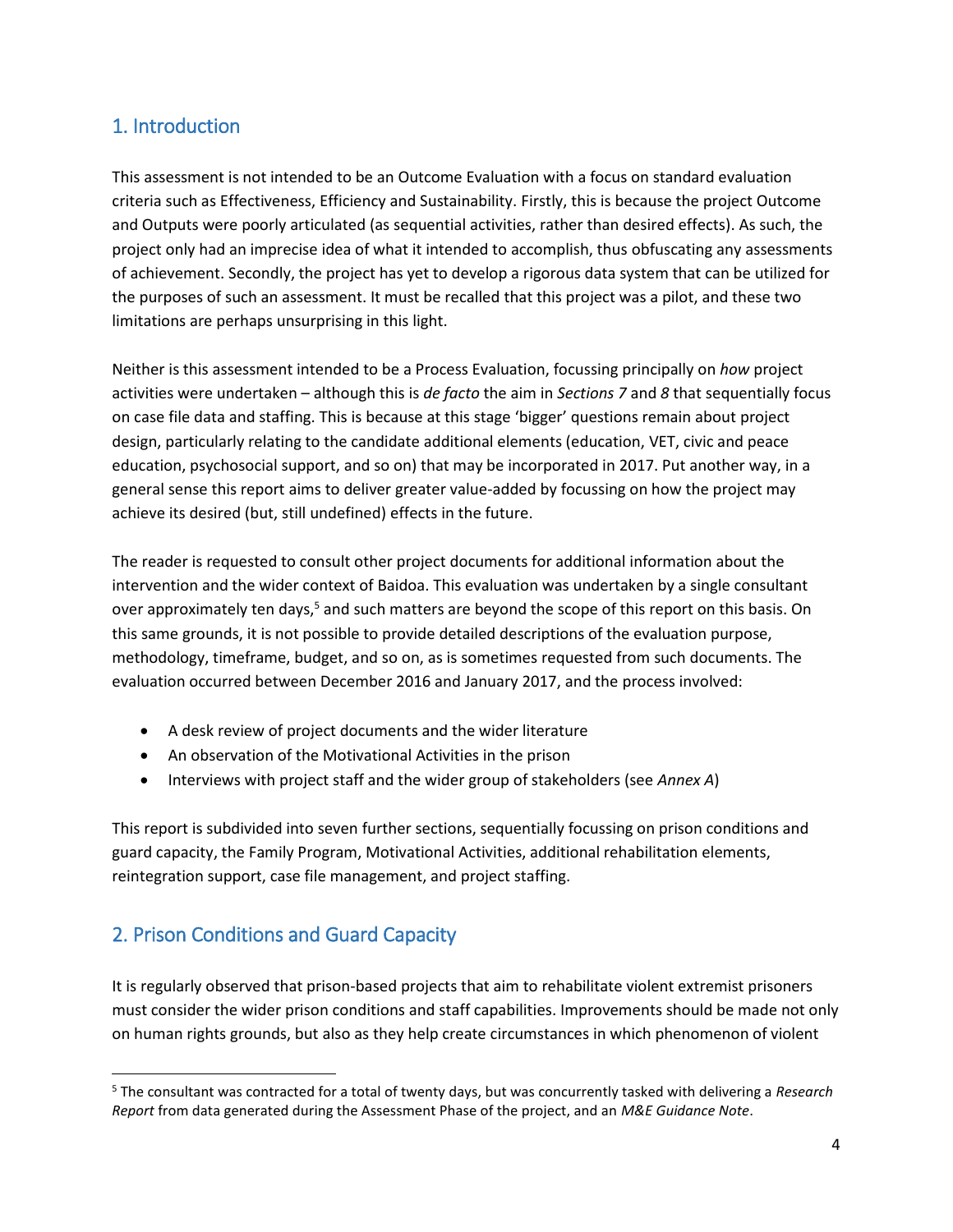## 1. Introduction

This assessment is not intended to be an Outcome Evaluation with a focus on standard evaluation criteria such as Effectiveness, Efficiency and Sustainability. Firstly, this is because the project Outcome and Outputs were poorly articulated (as sequential activities, rather than desired effects). As such, the project only had an imprecise idea of what it intended to accomplish, thus obfuscating any assessments of achievement. Secondly, the project has yet to develop a rigorous data system that can be utilized for the purposes of such an assessment. It must be recalled that this project was a pilot, and these two limitations are perhaps unsurprising in this light.

Neither is this assessment intended to be a Process Evaluation, focussing principally on *how* project activities were undertaken – although this is *de facto* the aim in *Sections 7* and *8* that sequentially focus on case file data and staffing. This is because at this stage 'bigger' questions remain about project design, particularly relating to the candidate additional elements (education, VET, civic and peace education, psychosocial support, and so on) that may be incorporated in 2017. Put another way, in a general sense this report aims to deliver greater value-added by focussing on how the project may achieve its desired (but, still undefined) effects in the future.

The reader is requested to consult other project documents for additional information about the intervention and the wider context of Baidoa. This evaluation was undertaken by a single consultant over approximately ten days,[5] and such matters are beyond the scope of this report on this basis. On this same grounds, it is not possible to provide detailed descriptions of the evaluation purpose, methodology, timeframe, budget, and so on, as is sometimes requested from such documents. The evaluation occurred between December 2016 and January 2017, and the process involved:

- A desk review of project documents and the wider literature
- An observation of the Motivational Activities in the prison
- Interviews with project staff and the wider group of stakeholders (see *Annex A*)

This report is subdivided into seven further sections, sequentially focussing on prison conditions and guard capacity, the Family Program, Motivational Activities, additional rehabilitation elements, reintegration support, case file management, and project staffing.

## 2. Prison Conditions and Guard Capacity

It is regularly observed that prison-based projects that aim to rehabilitate violent extremist prisoners must consider the wider prison conditions and staff capabilities. Improvements should be made not only on human rights grounds, but also as they help create circumstances in which phenomenon of violent

---

[5] The consultant was contracted for a total of twenty days, but was concurrently tasked with delivering a *Research Report* from data generated during the Assessment Phase of the project, and an *M&E Guidance Note*.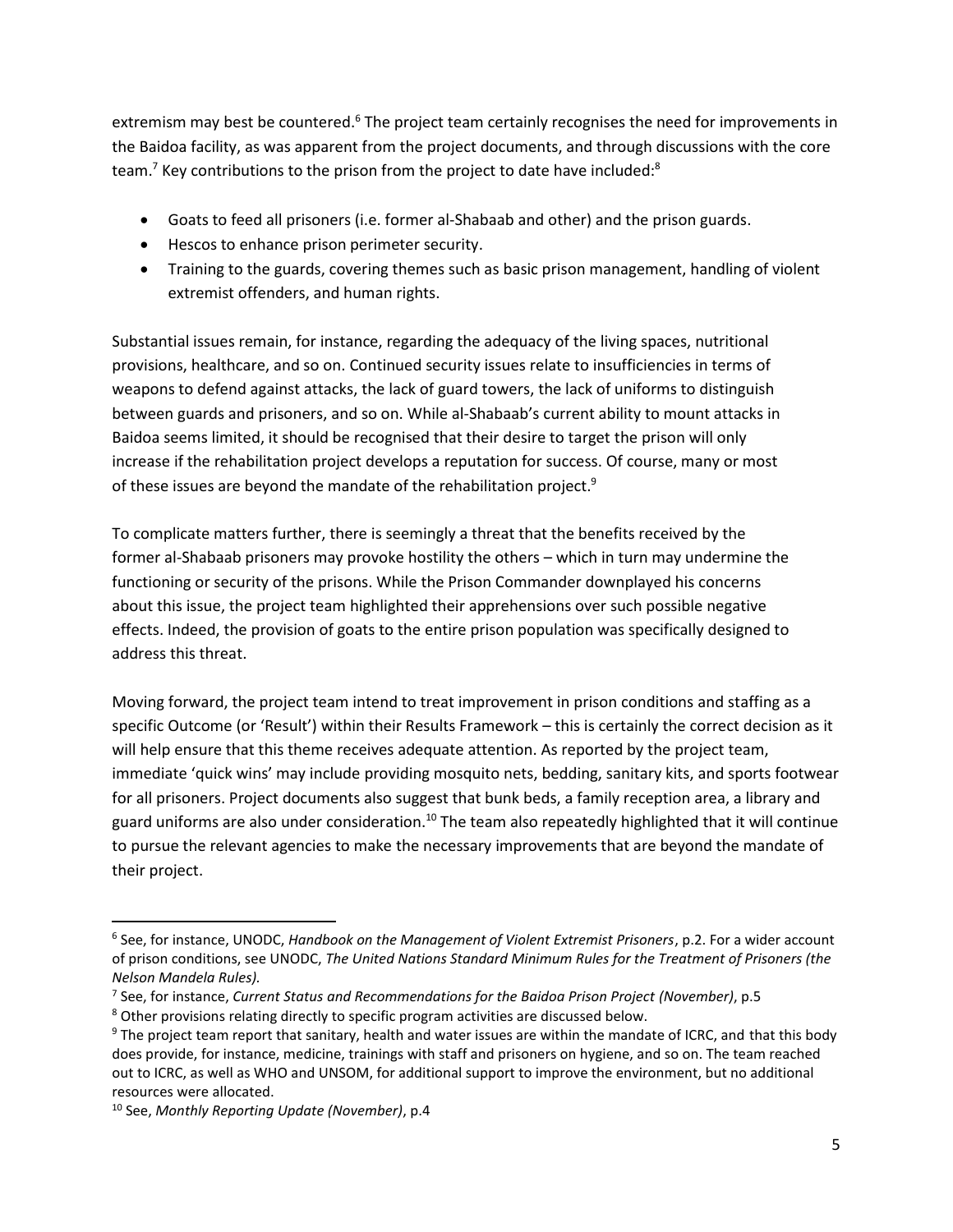extremism may best be countered.[6] The project team certainly recognises the need for improvements in the Baidoa facility, as was apparent from the project documents, and through discussions with the core team.[7] Key contributions to the prison from the project to date have included:[8]

- Goats to feed all prisoners (i.e. former al-Shabaab and other) and the prison guards.
- Hescos to enhance prison perimeter security.
- Training to the guards, covering themes such as basic prison management, handling of violent extremist offenders, and human rights.

Substantial issues remain, for instance, regarding the adequacy of the living spaces, nutritional provisions, healthcare, and so on. Continued security issues relate to insufficiencies in terms of weapons to defend against attacks, the lack of guard towers, the lack of uniforms to distinguish between guards and prisoners, and so on. While al-Shabaab's current ability to mount attacks in Baidoa seems limited, it should be recognised that their desire to target the prison will only increase if the rehabilitation project develops a reputation for success. Of course, many or most of these issues are beyond the mandate of the rehabilitation project.[9]

To complicate matters further, there is seemingly a threat that the benefits received by the former al-Shabaab prisoners may provoke hostility the others – which in turn may undermine the functioning or security of the prisons. While the Prison Commander downplayed his concerns about this issue, the project team highlighted their apprehensions over such possible negative effects. Indeed, the provision of goats to the entire prison population was specifically designed to address this threat.

Moving forward, the project team intend to treat improvement in prison conditions and staffing as a specific Outcome (or 'Result') within their Results Framework – this is certainly the correct decision as it will help ensure that this theme receives adequate attention. As reported by the project team, immediate 'quick wins' may include providing mosquito nets, bedding, sanitary kits, and sports footwear for all prisoners. Project documents also suggest that bunk beds, a family reception area, a library and guard uniforms are also under consideration.[10] The team also repeatedly highlighted that it will continue to pursue the relevant agencies to make the necessary improvements that are beyond the mandate of their project.

---

[6] See, for instance, UNODC, *Handbook on the Management of Violent Extremist Prisoners*, p.2. For a wider account of prison conditions, see UNODC, *The United Nations Standard Minimum Rules for the Treatment of Prisoners (the Nelson Mandela Rules).*

[7] See, for instance, *Current Status and Recommendations for the Baidoa Prison Project (November)*, p.5

[8] Other provisions relating directly to specific program activities are discussed below.

[9] The project team report that sanitary, health and water issues are within the mandate of ICRC, and that this body does provide, for instance, medicine, trainings with staff and prisoners on hygiene, and so on. The team reached out to ICRC, as well as WHO and UNSOM, for additional support to improve the environment, but no additional resources were allocated.

[10] See, *Monthly Reporting Update (November)*, p.4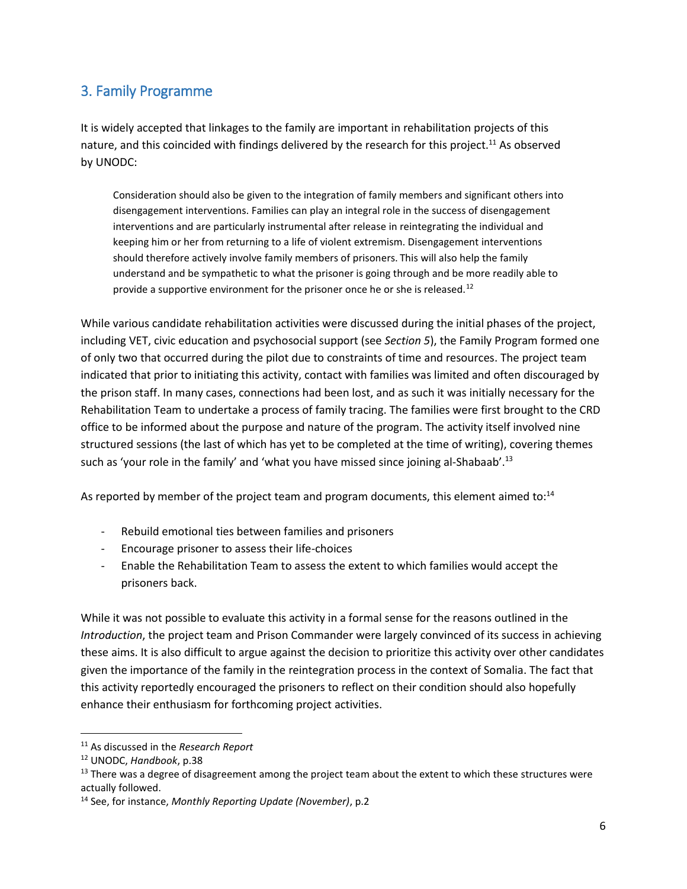## 3. Family Programme

It is widely accepted that linkages to the family are important in rehabilitation projects of this nature, and this coincided with findings delivered by the research for this project.[11] As observed by UNODC:

> Consideration should also be given to the integration of family members and significant others into disengagement interventions. Families can play an integral role in the success of disengagement interventions and are particularly instrumental after release in reintegrating the individual and keeping him or her from returning to a life of violent extremism. Disengagement interventions should therefore actively involve family members of prisoners. This will also help the family understand and be sympathetic to what the prisoner is going through and be more readily able to provide a supportive environment for the prisoner once he or she is released.[12]

While various candidate rehabilitation activities were discussed during the initial phases of the project, including VET, civic education and psychosocial support (see *Section 5*), the Family Program formed one of only two that occurred during the pilot due to constraints of time and resources. The project team indicated that prior to initiating this activity, contact with families was limited and often discouraged by the prison staff. In many cases, connections had been lost, and as such it was initially necessary for the Rehabilitation Team to undertake a process of family tracing. The families were first brought to the CRD office to be informed about the purpose and nature of the program. The activity itself involved nine structured sessions (the last of which has yet to be completed at the time of writing), covering themes such as 'your role in the family' and 'what you have missed since joining al-Shabaab'.[13]

As reported by member of the project team and program documents, this element aimed to:[14]

- Rebuild emotional ties between families and prisoners
- Encourage prisoner to assess their life-choices
- Enable the Rehabilitation Team to assess the extent to which families would accept the prisoners back.

While it was not possible to evaluate this activity in a formal sense for the reasons outlined in the *Introduction*, the project team and Prison Commander were largely convinced of its success in achieving these aims. It is also difficult to argue against the decision to prioritize this activity over other candidates given the importance of the family in the reintegration process in the context of Somalia. The fact that this activity reportedly encouraged the prisoners to reflect on their condition should also hopefully enhance their enthusiasm for forthcoming project activities.

---

[11] As discussed in the *Research Report*

[12] UNODC, *Handbook*, p.38

[13] There was a degree of disagreement among the project team about the extent to which these structures were actually followed.

[14] See, for instance, *Monthly Reporting Update (November)*, p.2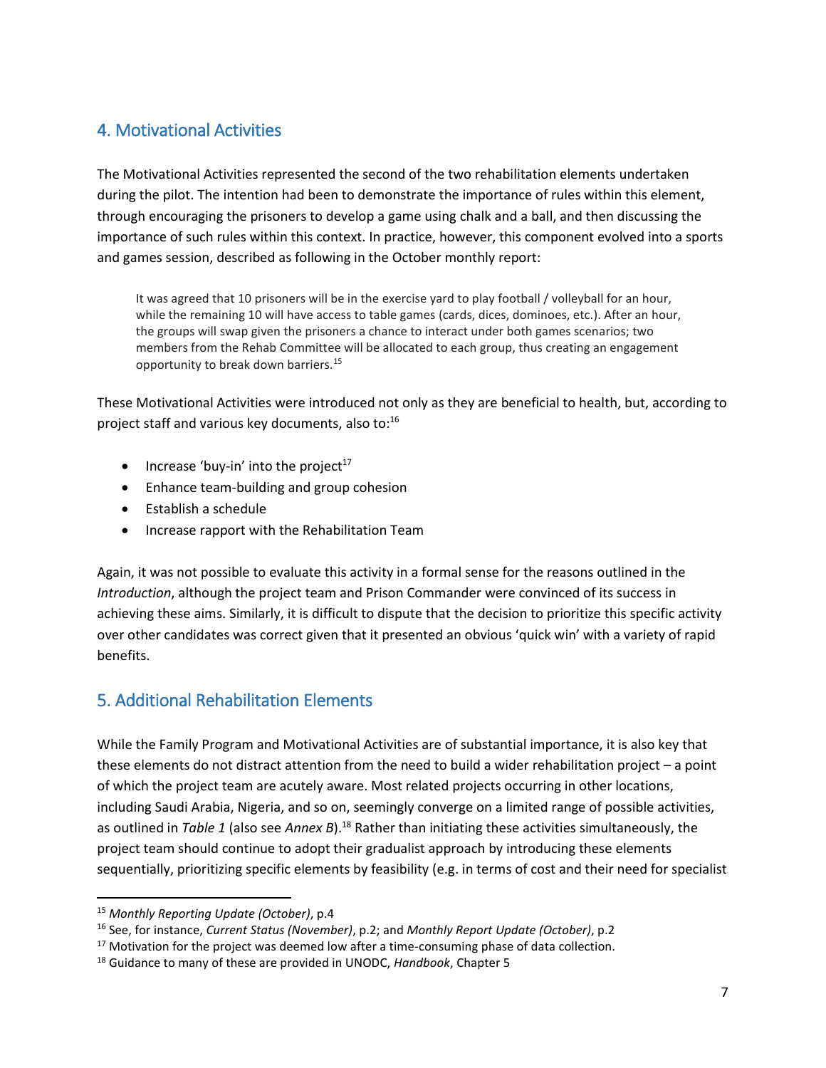## 4. Motivational Activities

The Motivational Activities represented the second of the two rehabilitation elements undertaken during the pilot. The intention had been to demonstrate the importance of rules within this element, through encouraging the prisoners to develop a game using chalk and a ball, and then discussing the importance of such rules within this context. In practice, however, this component evolved into a sports and games session, described as following in the October monthly report:

> It was agreed that 10 prisoners will be in the exercise yard to play football / volleyball for an hour, while the remaining 10 will have access to table games (cards, dices, dominoes, etc.). After an hour, the groups will swap given the prisoners a chance to interact under both games scenarios; two members from the Rehab Committee will be allocated to each group, thus creating an engagement opportunity to break down barriers.[15]

These Motivational Activities were introduced not only as they are beneficial to health, but, according to project staff and various key documents, also to:[16]

- Increase 'buy-in' into the project[17]
- Enhance team-building and group cohesion
- Establish a schedule
- Increase rapport with the Rehabilitation Team

Again, it was not possible to evaluate this activity in a formal sense for the reasons outlined in the *Introduction*, although the project team and Prison Commander were convinced of its success in achieving these aims. Similarly, it is difficult to dispute that the decision to prioritize this specific activity over other candidates was correct given that it presented an obvious 'quick win' with a variety of rapid benefits.

## 5. Additional Rehabilitation Elements

While the Family Program and Motivational Activities are of substantial importance, it is also key that these elements do not distract attention from the need to build a wider rehabilitation project – a point of which the project team are acutely aware. Most related projects occurring in other locations, including Saudi Arabia, Nigeria, and so on, seemingly converge on a limited range of possible activities, as outlined in *Table 1* (also see *Annex B*).[18] Rather than initiating these activities simultaneously, the project team should continue to adopt their gradualist approach by introducing these elements sequentially, prioritizing specific elements by feasibility (e.g. in terms of cost and their need for specialist

---

[15] *Monthly Reporting Update (October)*, p.4

[16] See, for instance, *Current Status (November)*, p.2; and *Monthly Report Update (October)*, p.2

[17] Motivation for the project was deemed low after a time-consuming phase of data collection.

[18] Guidance to many of these are provided in UNODC, *Handbook*, Chapter 5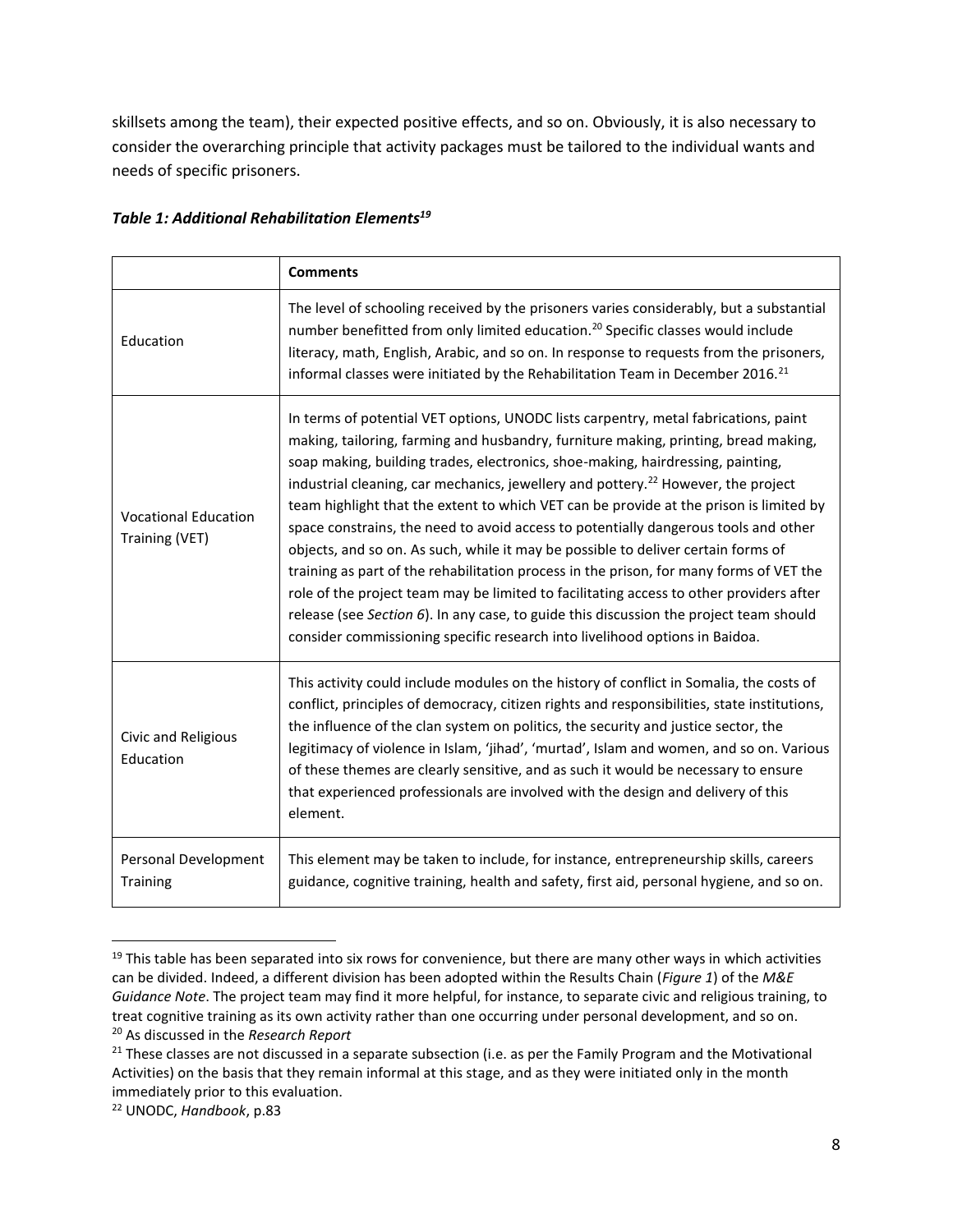skillsets among the team), their expected positive effects, and so on. Obviously, it is also necessary to consider the overarching principle that activity packages must be tailored to the individual wants and needs of specific prisoners.

***Table 1: Additional Rehabilitation Elements***[19]

| | **Comments** |
|---|---|
| Education | The level of schooling received by the prisoners varies considerably, but a substantial number benefitted from only limited education.[20] Specific classes would include literacy, math, English, Arabic, and so on. In response to requests from the prisoners, informal classes were initiated by the Rehabilitation Team in December 2016.[21] |
| Vocational Education Training (VET) | In terms of potential VET options, UNODC lists carpentry, metal fabrications, paint making, tailoring, farming and husbandry, furniture making, printing, bread making, soap making, building trades, electronics, shoe-making, hairdressing, painting, industrial cleaning, car mechanics, jewellery and pottery.[22] However, the project team highlight that the extent to which VET can be provide at the prison is limited by space constrains, the need to avoid access to potentially dangerous tools and other objects, and so on. As such, while it may be possible to deliver certain forms of training as part of the rehabilitation process in the prison, for many forms of VET the role of the project team may be limited to facilitating access to other providers after release (see *Section 6*). In any case, to guide this discussion the project team should consider commissioning specific research into livelihood options in Baidoa. |
| Civic and Religious Education | This activity could include modules on the history of conflict in Somalia, the costs of conflict, principles of democracy, citizen rights and responsibilities, state institutions, the influence of the clan system on politics, the security and justice sector, the legitimacy of violence in Islam, 'jihad', 'murtad', Islam and women, and so on. Various of these themes are clearly sensitive, and as such it would be necessary to ensure that experienced professionals are involved with the design and delivery of this element. |
| Personal Development Training | This element may be taken to include, for instance, entrepreneurship skills, careers guidance, cognitive training, health and safety, first aid, personal hygiene, and so on. |

---

[19] This table has been separated into six rows for convenience, but there are many other ways in which activities can be divided. Indeed, a different division has been adopted within the Results Chain (*Figure 1*) of the *M&E Guidance Note*. The project team may find it more helpful, for instance, to separate civic and religious training, to treat cognitive training as its own activity rather than one occurring under personal development, and so on.

[20] As discussed in the *Research Report*

[21] These classes are not discussed in a separate subsection (i.e. as per the Family Program and the Motivational Activities) on the basis that they remain informal at this stage, and as they were initiated only in the month immediately prior to this evaluation.

[22] UNODC, *Handbook*, p.83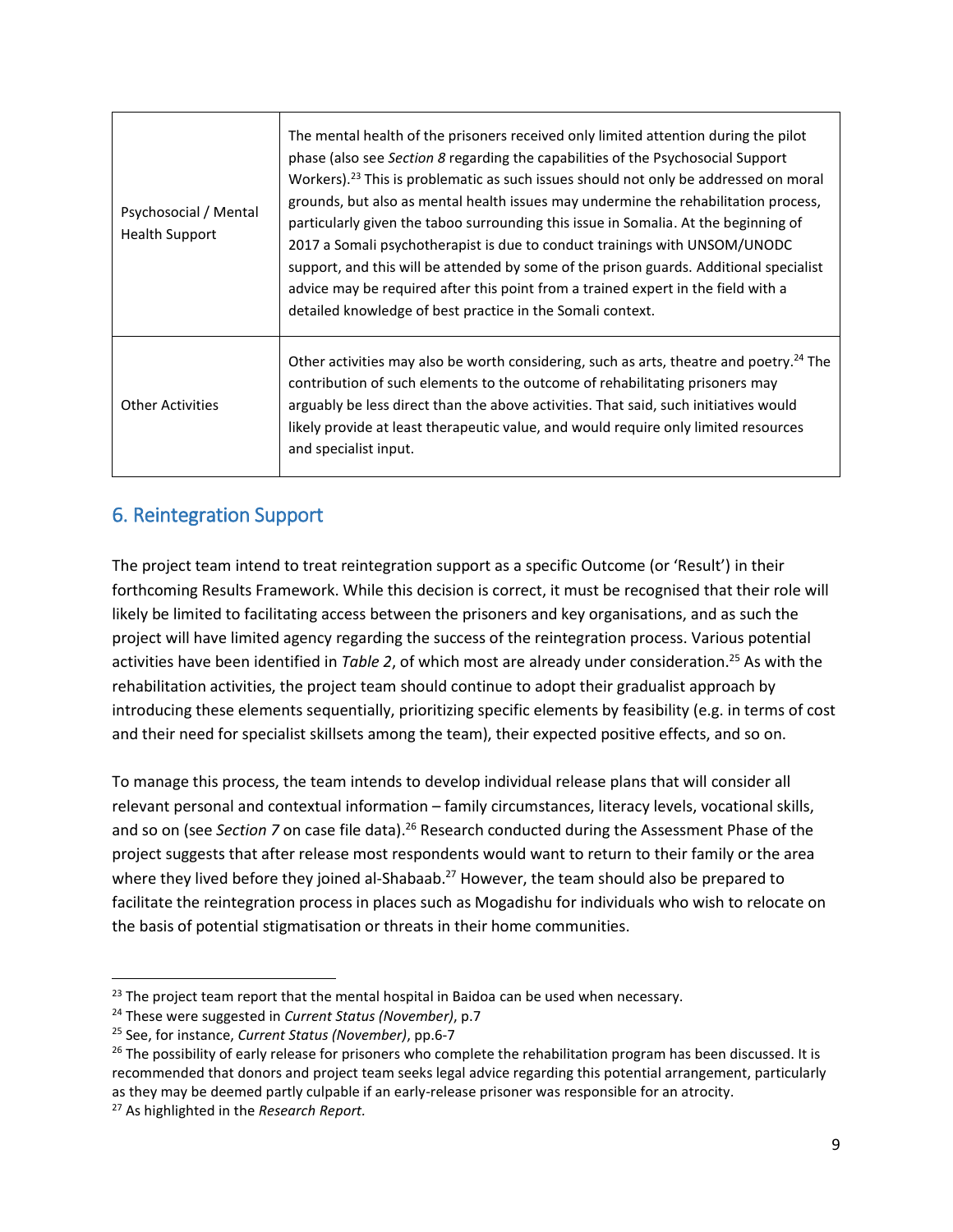| | |
|---|---|
| Psychosocial / Mental Health Support | The mental health of the prisoners received only limited attention during the pilot phase (also see *Section 8* regarding the capabilities of the Psychosocial Support Workers).[23] This is problematic as such issues should not only be addressed on moral grounds, but also as mental health issues may undermine the rehabilitation process, particularly given the taboo surrounding this issue in Somalia. At the beginning of 2017 a Somali psychotherapist is due to conduct trainings with UNSOM/UNODC support, and this will be attended by some of the prison guards. Additional specialist advice may be required after this point from a trained expert in the field with a detailed knowledge of best practice in the Somali context. |
| Other Activities | Other activities may also be worth considering, such as arts, theatre and poetry.[24] The contribution of such elements to the outcome of rehabilitating prisoners may arguably be less direct than the above activities. That said, such initiatives would likely provide at least therapeutic value, and would require only limited resources and specialist input. |

## 6. Reintegration Support

The project team intend to treat reintegration support as a specific Outcome (or 'Result') in their forthcoming Results Framework. While this decision is correct, it must be recognised that their role will likely be limited to facilitating access between the prisoners and key organisations, and as such the project will have limited agency regarding the success of the reintegration process. Various potential activities have been identified in *Table 2*, of which most are already under consideration.[25] As with the rehabilitation activities, the project team should continue to adopt their gradualist approach by introducing these elements sequentially, prioritizing specific elements by feasibility (e.g. in terms of cost and their need for specialist skillsets among the team), their expected positive effects, and so on.

To manage this process, the team intends to develop individual release plans that will consider all relevant personal and contextual information – family circumstances, literacy levels, vocational skills, and so on (see *Section 7* on case file data).[26] Research conducted during the Assessment Phase of the project suggests that after release most respondents would want to return to their family or the area where they lived before they joined al-Shabaab.[27] However, the team should also be prepared to facilitate the reintegration process in places such as Mogadishu for individuals who wish to relocate on the basis of potential stigmatisation or threats in their home communities.

---

[23] The project team report that the mental hospital in Baidoa can be used when necessary.

[24] These were suggested in *Current Status (November)*, p.7

[25] See, for instance, *Current Status (November)*, pp.6-7

[26] The possibility of early release for prisoners who complete the rehabilitation program has been discussed. It is recommended that donors and project team seeks legal advice regarding this potential arrangement, particularly as they may be deemed partly culpable if an early-release prisoner was responsible for an atrocity.

[27] As highlighted in the *Research Report*.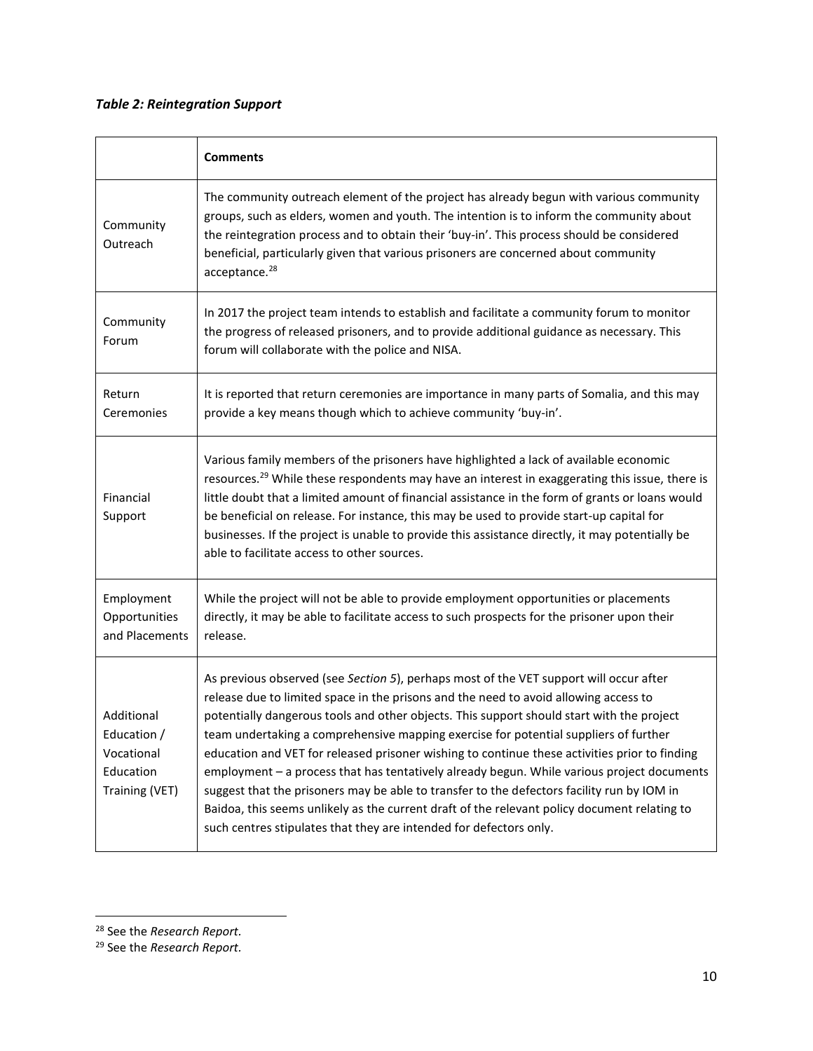***Table 2: Reintegration Support***

| | **Comments** |
|---|---|
| Community Outreach | The community outreach element of the project has already begun with various community groups, such as elders, women and youth. The intention is to inform the community about the reintegration process and to obtain their 'buy-in'. This process should be considered beneficial, particularly given that various prisoners are concerned about community acceptance.[28] |
| Community Forum | In 2017 the project team intends to establish and facilitate a community forum to monitor the progress of released prisoners, and to provide additional guidance as necessary. This forum will collaborate with the police and NISA. |
| Return Ceremonies | It is reported that return ceremonies are importance in many parts of Somalia, and this may provide a key means though which to achieve community 'buy-in'. |
| Financial Support | Various family members of the prisoners have highlighted a lack of available economic resources.[29] While these respondents may have an interest in exaggerating this issue, there is little doubt that a limited amount of financial assistance in the form of grants or loans would be beneficial on release. For instance, this may be used to provide start-up capital for businesses. If the project is unable to provide this assistance directly, it may potentially be able to facilitate access to other sources. |
| Employment Opportunities and Placements | While the project will not be able to provide employment opportunities or placements directly, it may be able to facilitate access to such prospects for the prisoner upon their release. |
| Additional Education / Vocational Education Training (VET) | As previous observed (see *Section 5*), perhaps most of the VET support will occur after release due to limited space in the prisons and the need to avoid allowing access to potentially dangerous tools and other objects. This support should start with the project team undertaking a comprehensive mapping exercise for potential suppliers of further education and VET for released prisoner wishing to continue these activities prior to finding employment – a process that has tentatively already begun. While various project documents suggest that the prisoners may be able to transfer to the defectors facility run by IOM in Baidoa, this seems unlikely as the current draft of the relevant policy document relating to such centres stipulates that they are intended for defectors only. |

[28] See the *Research Report.*

[29] See the *Research Report.*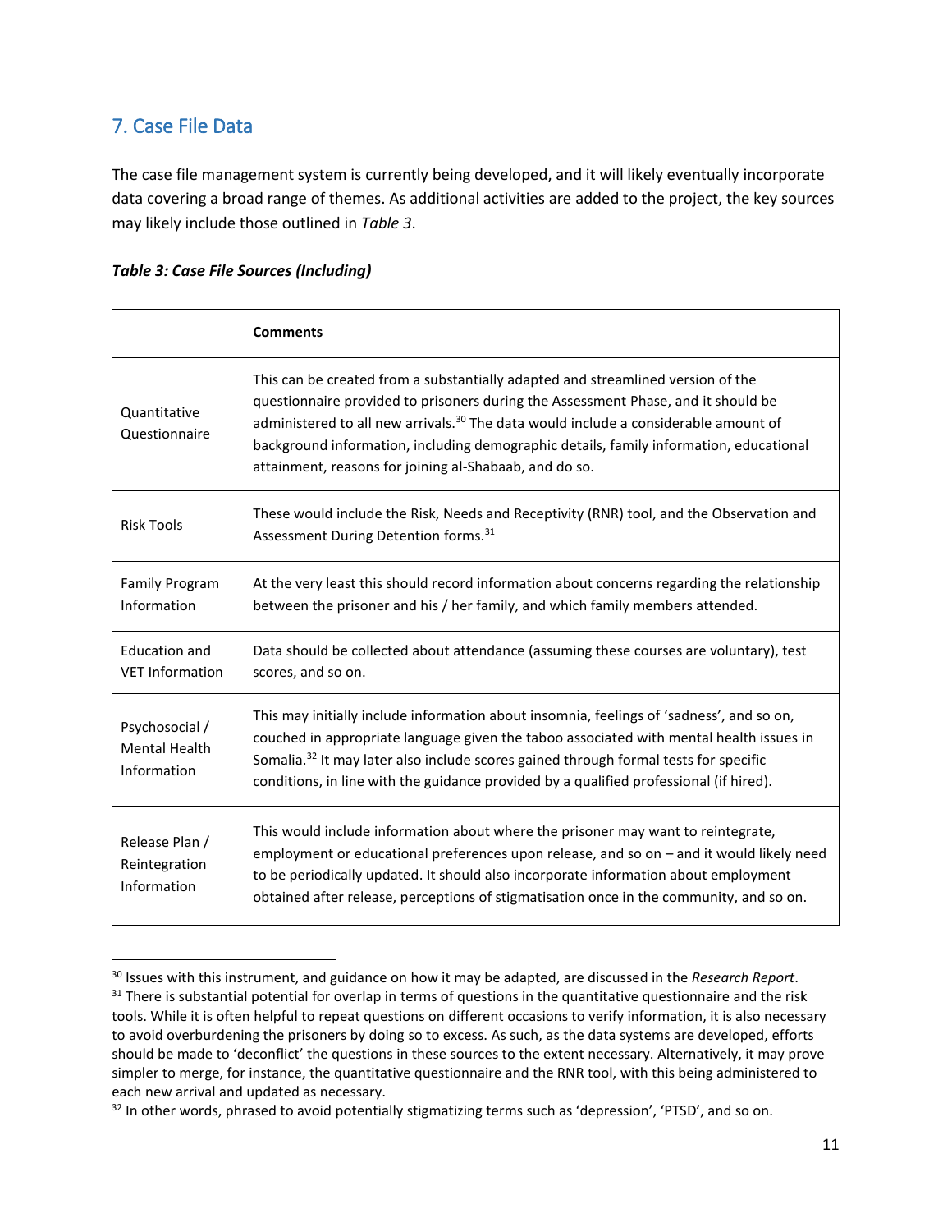## 7. Case File Data

The case file management system is currently being developed, and it will likely eventually incorporate data covering a broad range of themes. As additional activities are added to the project, the key sources may likely include those outlined in *Table 3*.

***Table 3: Case File Sources (Including)***

| | **Comments** |
|---|---|
| Quantitative Questionnaire | This can be created from a substantially adapted and streamlined version of the questionnaire provided to prisoners during the Assessment Phase, and it should be administered to all new arrivals.[30] The data would include a considerable amount of background information, including demographic details, family information, educational attainment, reasons for joining al-Shabaab, and do so. |
| Risk Tools | These would include the Risk, Needs and Receptivity (RNR) tool, and the Observation and Assessment During Detention forms.[31] |
| Family Program Information | At the very least this should record information about concerns regarding the relationship between the prisoner and his / her family, and which family members attended. |
| Education and VET Information | Data should be collected about attendance (assuming these courses are voluntary), test scores, and so on. |
| Psychosocial / Mental Health Information | This may initially include information about insomnia, feelings of 'sadness', and so on, couched in appropriate language given the taboo associated with mental health issues in Somalia.[32] It may later also include scores gained through formal tests for specific conditions, in line with the guidance provided by a qualified professional (if hired). |
| Release Plan / Reintegration Information | This would include information about where the prisoner may want to reintegrate, employment or educational preferences upon release, and so on – and it would likely need to be periodically updated. It should also incorporate information about employment obtained after release, perceptions of stigmatisation once in the community, and so on. |

[30] Issues with this instrument, and guidance on how it may be adapted, are discussed in the *Research Report*.

[31] There is substantial potential for overlap in terms of questions in the quantitative questionnaire and the risk tools. While it is often helpful to repeat questions on different occasions to verify information, it is also necessary to avoid overburdening the prisoners by doing so to excess. As such, as the data systems are developed, efforts should be made to 'deconflict' the questions in these sources to the extent necessary. Alternatively, it may prove simpler to merge, for instance, the quantitative questionnaire and the RNR tool, with this being administered to each new arrival and updated as necessary.

[32] In other words, phrased to avoid potentially stigmatizing terms such as 'depression', 'PTSD', and so on.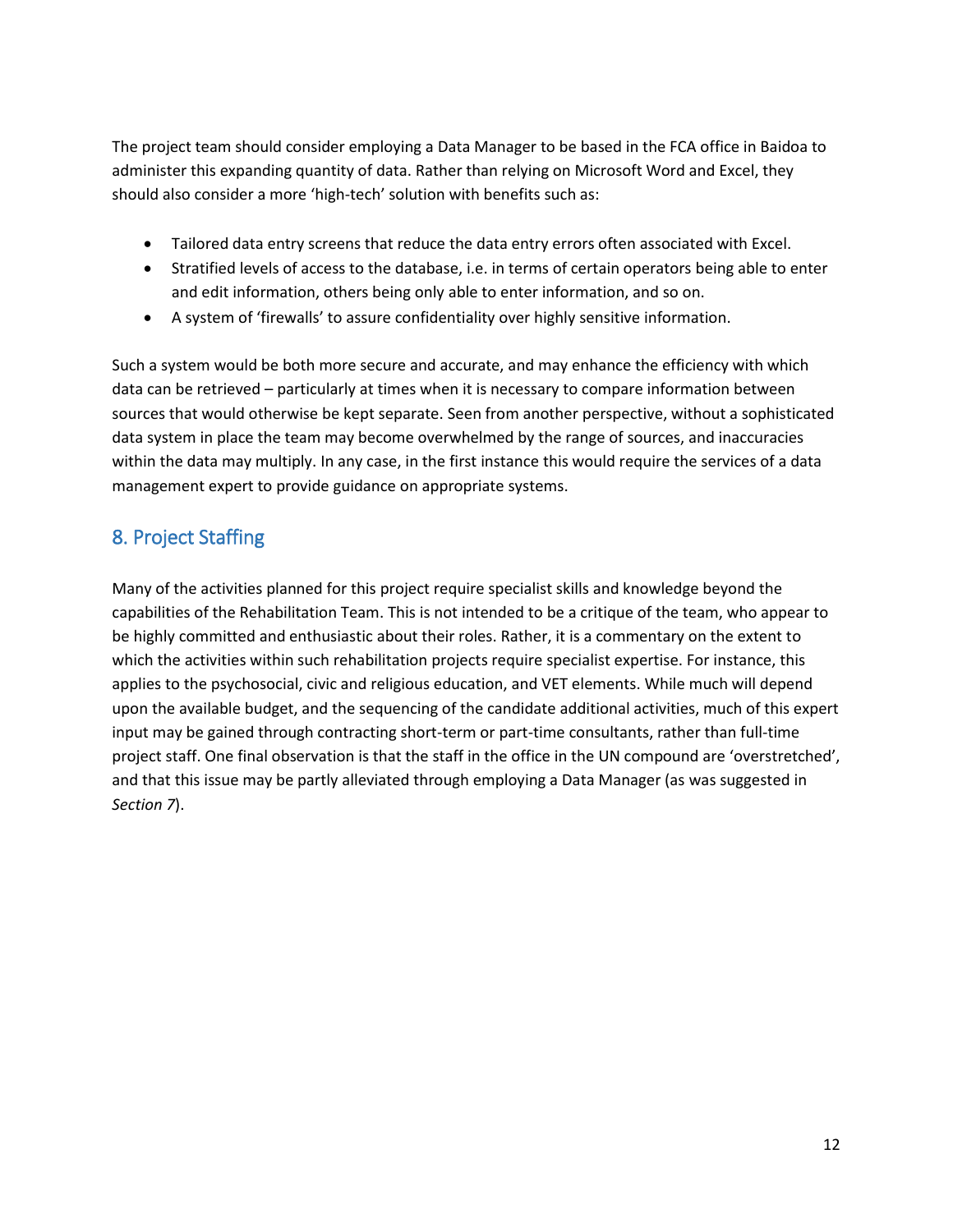The project team should consider employing a Data Manager to be based in the FCA office in Baidoa to administer this expanding quantity of data. Rather than relying on Microsoft Word and Excel, they should also consider a more 'high-tech' solution with benefits such as:

- Tailored data entry screens that reduce the data entry errors often associated with Excel.
- Stratified levels of access to the database, i.e. in terms of certain operators being able to enter and edit information, others being only able to enter information, and so on.
- A system of 'firewalls' to assure confidentiality over highly sensitive information.

Such a system would be both more secure and accurate, and may enhance the efficiency with which data can be retrieved – particularly at times when it is necessary to compare information between sources that would otherwise be kept separate. Seen from another perspective, without a sophisticated data system in place the team may become overwhelmed by the range of sources, and inaccuracies within the data may multiply. In any case, in the first instance this would require the services of a data management expert to provide guidance on appropriate systems.

## 8. Project Staffing

Many of the activities planned for this project require specialist skills and knowledge beyond the capabilities of the Rehabilitation Team. This is not intended to be a critique of the team, who appear to be highly committed and enthusiastic about their roles. Rather, it is a commentary on the extent to which the activities within such rehabilitation projects require specialist expertise. For instance, this applies to the psychosocial, civic and religious education, and VET elements. While much will depend upon the available budget, and the sequencing of the candidate additional activities, much of this expert input may be gained through contracting short-term or part-time consultants, rather than full-time project staff. One final observation is that the staff in the office in the UN compound are 'overstretched', and that this issue may be partly alleviated through employing a Data Manager (as was suggested in *Section 7*).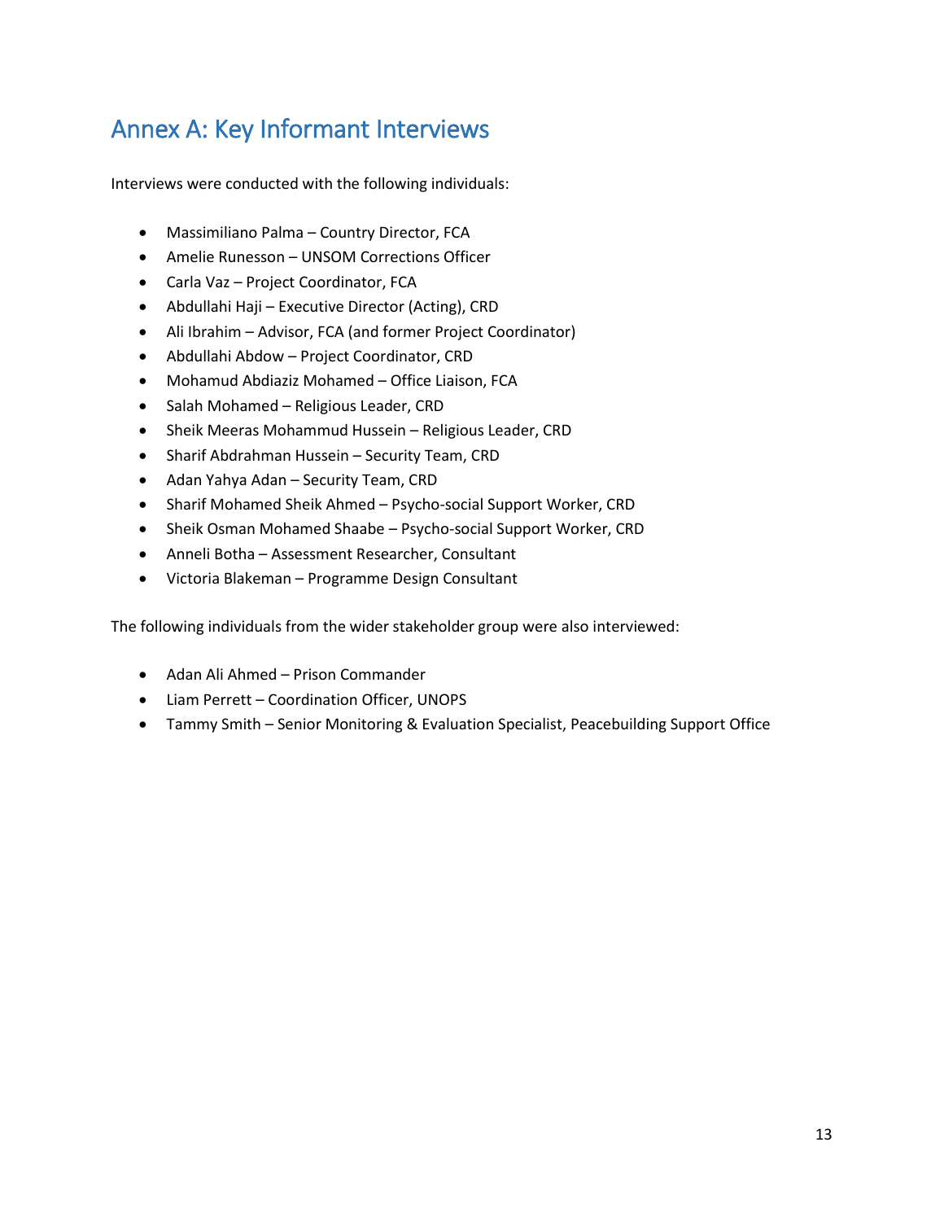# Annex A: Key Informant Interviews

Interviews were conducted with the following individuals:

- Massimiliano Palma – Country Director, FCA
- Amelie Runesson – UNSOM Corrections Officer
- Carla Vaz – Project Coordinator, FCA
- Abdullahi Haji – Executive Director (Acting), CRD
- Ali Ibrahim – Advisor, FCA (and former Project Coordinator)
- Abdullahi Abdow – Project Coordinator, CRD
- Mohamud Abdiaziz Mohamed – Office Liaison, FCA
- Salah Mohamed – Religious Leader, CRD
- Sheik Meeras Mohammud Hussein – Religious Leader, CRD
- Sharif Abdrahman Hussein – Security Team, CRD
- Adan Yahya Adan – Security Team, CRD
- Sharif Mohamed Sheik Ahmed – Psycho-social Support Worker, CRD
- Sheik Osman Mohamed Shaabe – Psycho-social Support Worker, CRD
- Anneli Botha – Assessment Researcher, Consultant
- Victoria Blakeman – Programme Design Consultant

The following individuals from the wider stakeholder group were also interviewed:

- Adan Ali Ahmed – Prison Commander
- Liam Perrett – Coordination Officer, UNOPS
- Tammy Smith – Senior Monitoring & Evaluation Specialist, Peacebuilding Support Office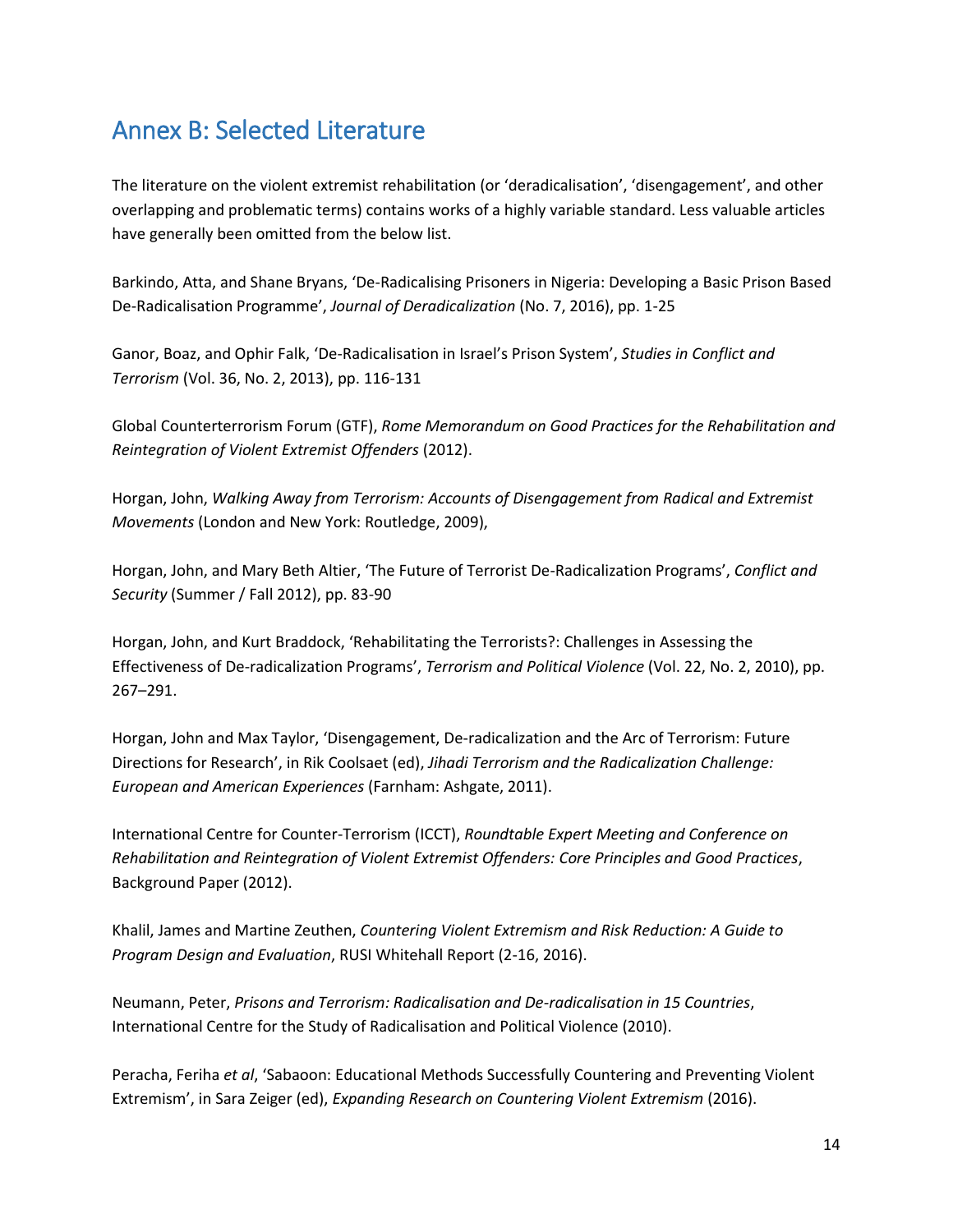# Annex B: Selected Literature

The literature on the violent extremist rehabilitation (or 'deradicalisation', 'disengagement', and other overlapping and problematic terms) contains works of a highly variable standard. Less valuable articles have generally been omitted from the below list.

Barkindo, Atta, and Shane Bryans, 'De-Radicalising Prisoners in Nigeria: Developing a Basic Prison Based De-Radicalisation Programme', *Journal of Deradicalization* (No. 7, 2016), pp. 1-25

Ganor, Boaz, and Ophir Falk, 'De-Radicalisation in Israel's Prison System', *Studies in Conflict and Terrorism* (Vol. 36, No. 2, 2013), pp. 116-131

Global Counterterrorism Forum (GTF), *Rome Memorandum on Good Practices for the Rehabilitation and Reintegration of Violent Extremist Offenders* (2012).

Horgan, John, *Walking Away from Terrorism: Accounts of Disengagement from Radical and Extremist Movements* (London and New York: Routledge, 2009),

Horgan, John, and Mary Beth Altier, 'The Future of Terrorist De-Radicalization Programs', *Conflict and Security* (Summer / Fall 2012), pp. 83-90

Horgan, John, and Kurt Braddock, 'Rehabilitating the Terrorists?: Challenges in Assessing the Effectiveness of De-radicalization Programs', *Terrorism and Political Violence* (Vol. 22, No. 2, 2010), pp. 267–291.

Horgan, John and Max Taylor, 'Disengagement, De-radicalization and the Arc of Terrorism: Future Directions for Research', in Rik Coolsaet (ed), *Jihadi Terrorism and the Radicalization Challenge: European and American Experiences* (Farnham: Ashgate, 2011).

International Centre for Counter-Terrorism (ICCT), *Roundtable Expert Meeting and Conference on Rehabilitation and Reintegration of Violent Extremist Offenders: Core Principles and Good Practices*, Background Paper (2012).

Khalil, James and Martine Zeuthen, *Countering Violent Extremism and Risk Reduction: A Guide to Program Design and Evaluation*, RUSI Whitehall Report (2-16, 2016).

Neumann, Peter, *Prisons and Terrorism: Radicalisation and De-radicalisation in 15 Countries*, International Centre for the Study of Radicalisation and Political Violence (2010).

Peracha, Feriha *et al*, 'Sabaoon: Educational Methods Successfully Countering and Preventing Violent Extremism', in Sara Zeiger (ed), *Expanding Research on Countering Violent Extremism* (2016).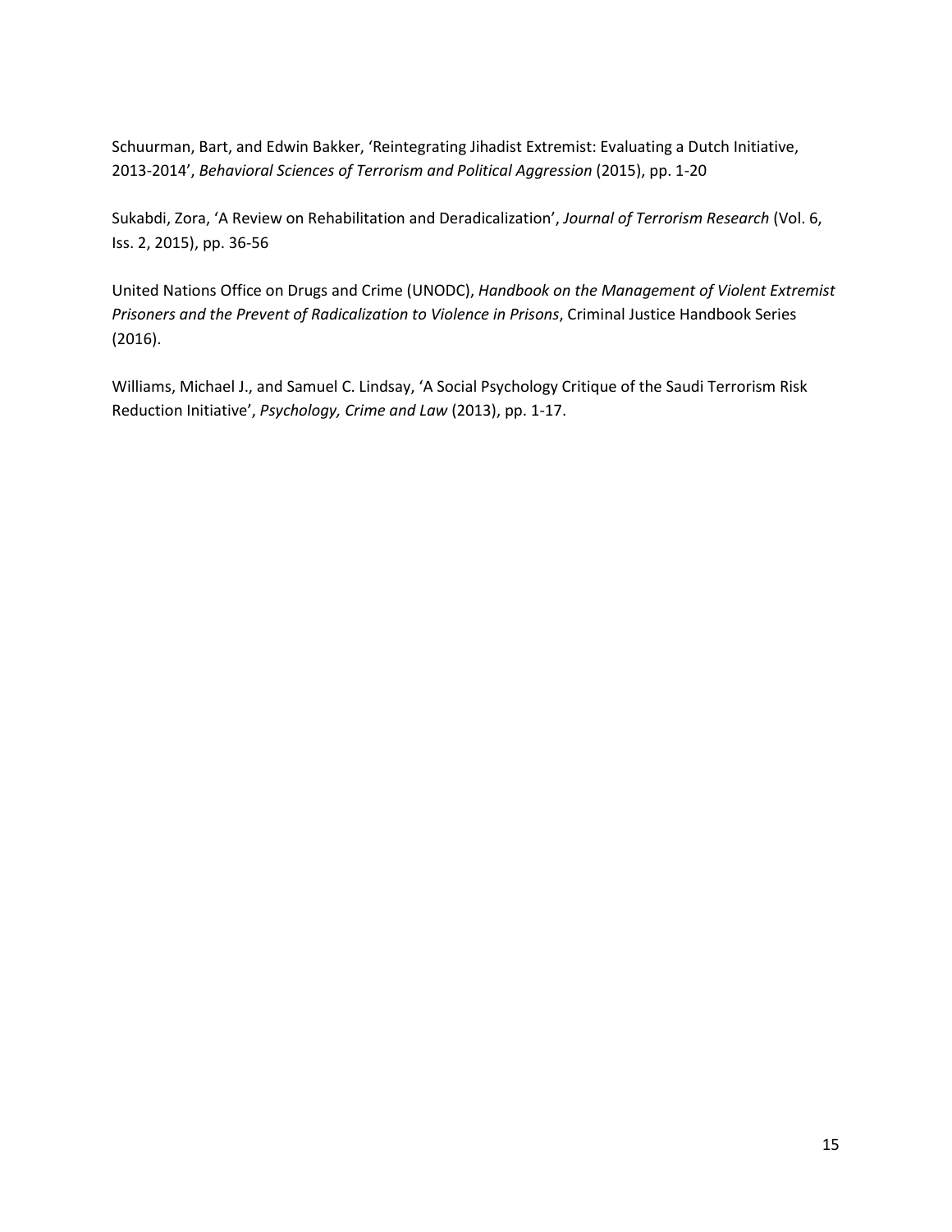Schuurman, Bart, and Edwin Bakker, 'Reintegrating Jihadist Extremist: Evaluating a Dutch Initiative, 2013-2014', *Behavioral Sciences of Terrorism and Political Aggression* (2015), pp. 1-20

Sukabdi, Zora, 'A Review on Rehabilitation and Deradicalization', *Journal of Terrorism Research* (Vol. 6, Iss. 2, 2015), pp. 36-56

United Nations Office on Drugs and Crime (UNODC), *Handbook on the Management of Violent Extremist Prisoners and the Prevent of Radicalization to Violence in Prisons*, Criminal Justice Handbook Series (2016).

Williams, Michael J., and Samuel C. Lindsay, 'A Social Psychology Critique of the Saudi Terrorism Risk Reduction Initiative', *Psychology, Crime and Law* (2013), pp. 1-17.